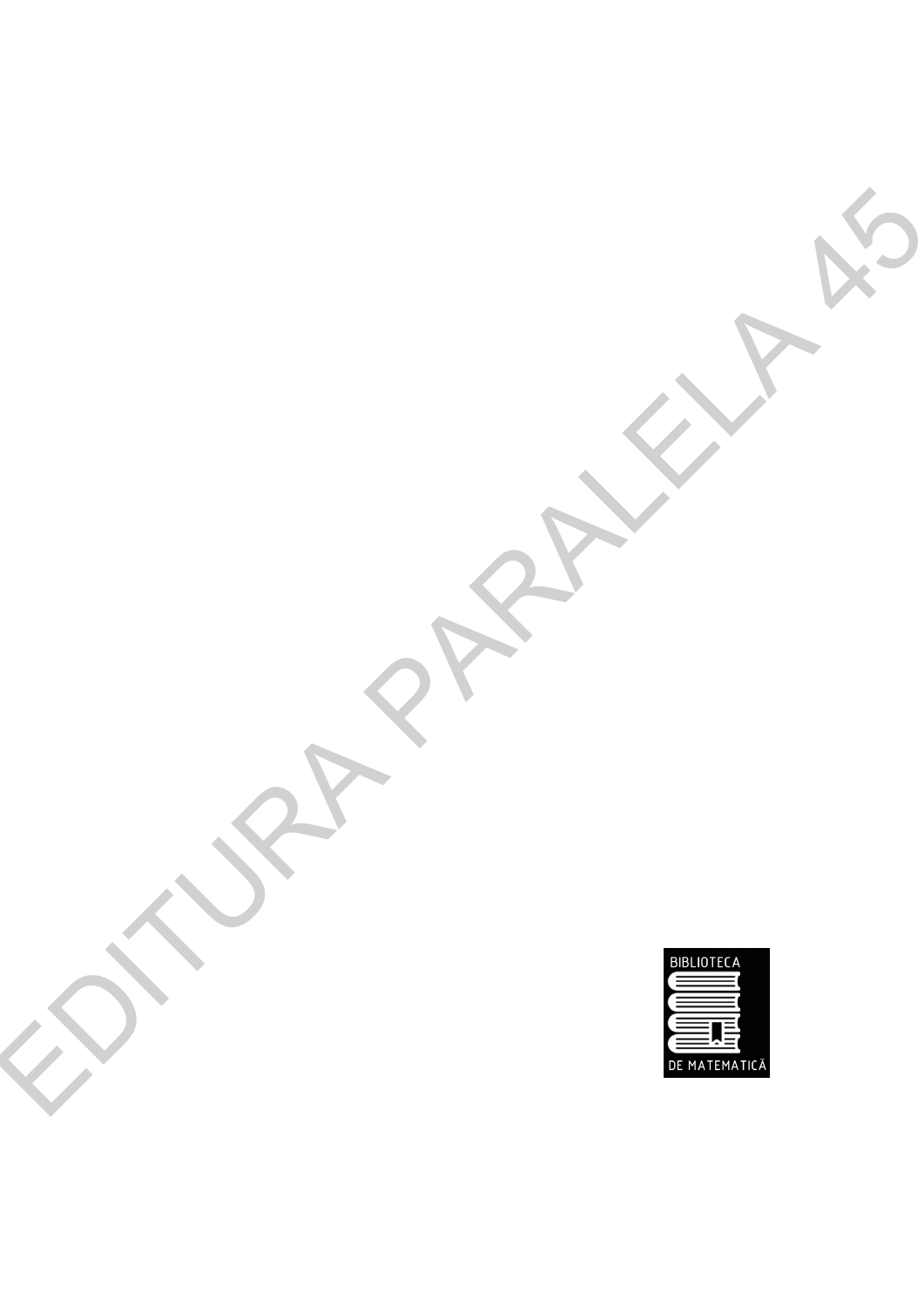BIBLIOTECA

DE MATEMATICĂ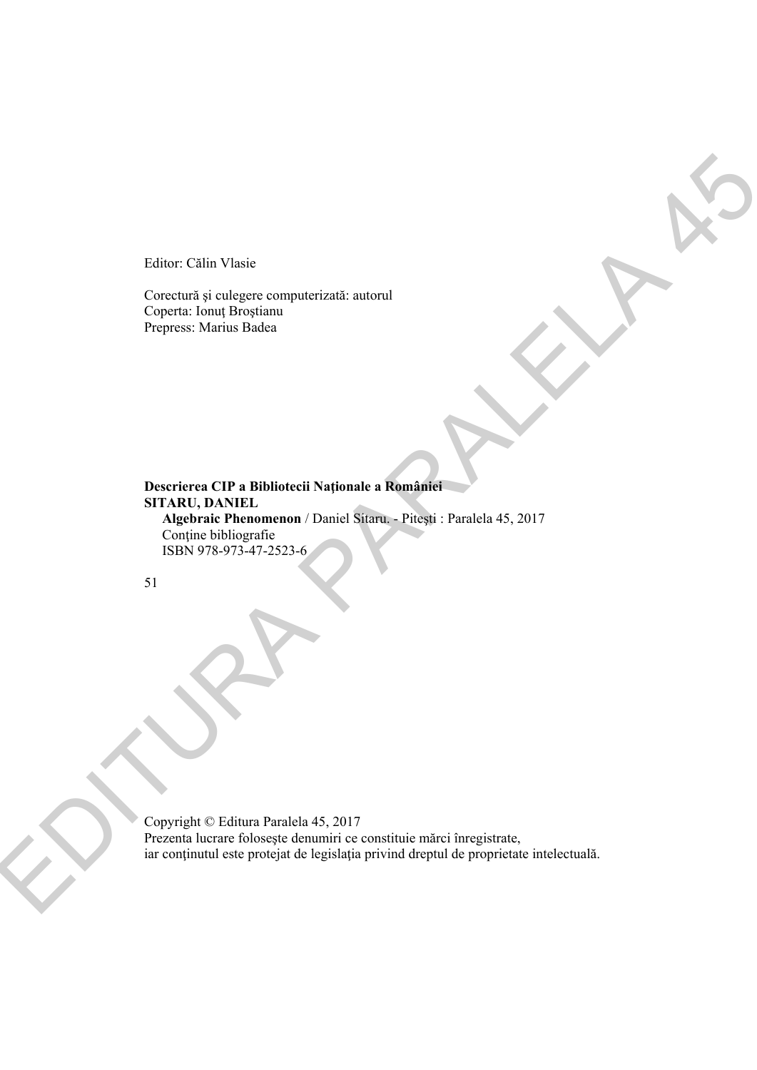Editor: Călin Vlasie

Corectură şi culegere computerizată: autorul
Coperta: Ionuţ Broştianu
Prepress: Marius Badea

**Descrierea CIP a Bibliotecii Naţionale a României**
**SITARU, DANIEL**
**Algebraic Phenomenon** / Daniel Sitaru. - Piteşti : Paralela 45, 2017
Conţine bibliografie
ISBN 978-973-47-2523-6

51

Copyright © Editura Paralela 45, 2017
Prezenta lucrare foloseşte denumiri ce constituie mărci înregistrate,
iar conţinutul este protejat de legislaţia privind dreptul de proprietate intelectuală.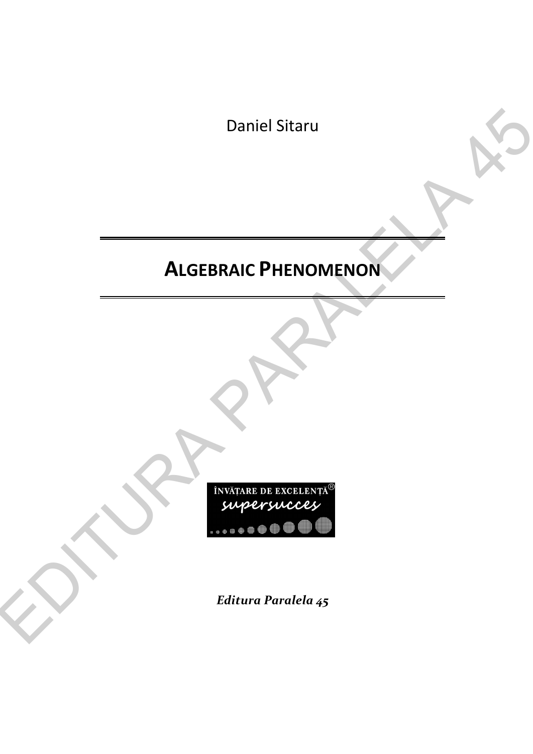Daniel Sitaru

# ALGEBRAIC PHENOMENON

ÎNVĂȚARE DE EXCELENȚĂ®

*supersucces*

***Editura Paralela 45***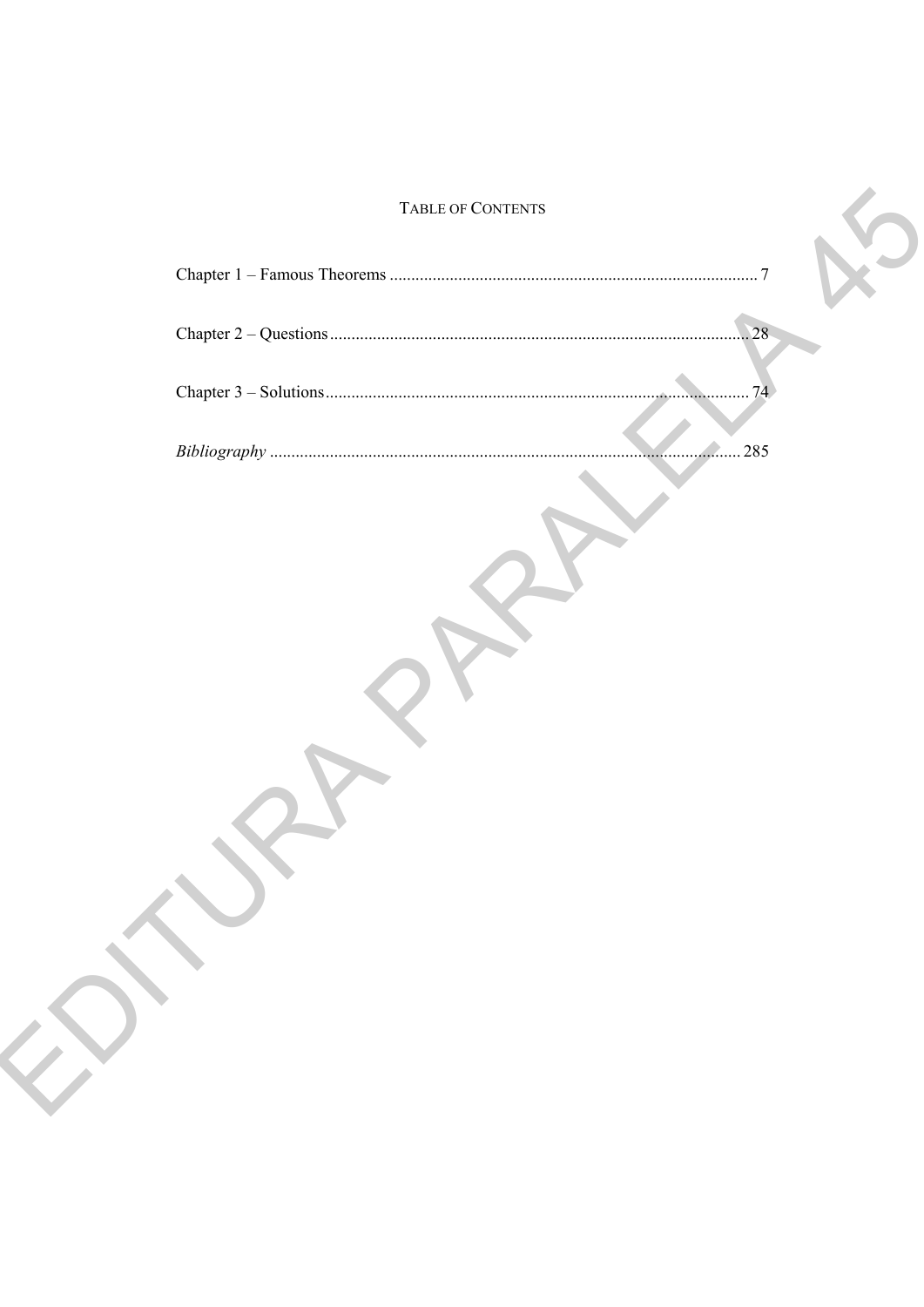# TABLE OF CONTENTS

Chapter 1 – Famous Theorems .................................................................................. 7

Chapter 2 – Questions ................................................................................................ 28

Chapter 3 – Solutions ................................................................................................ 74

*Bibliography* .......................................................................................................... 285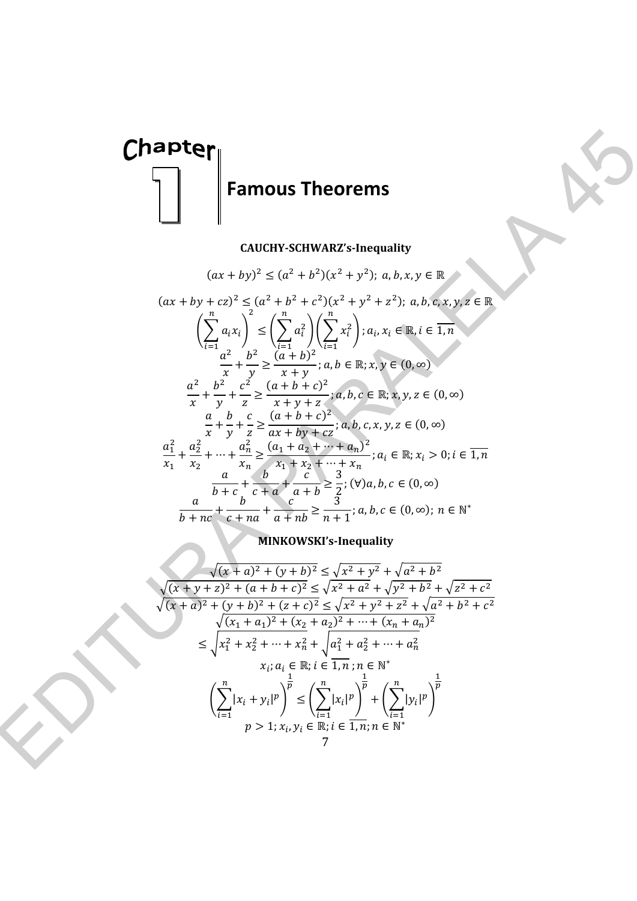# Chapter 1 Famous Theorems

### CAUCHY-SCHWARZ's-Inequality

$$(ax+by)^2 \le (a^2+b^2)(x^2+y^2);\ a,b,x,y \in \mathbb{R}$$

$$(ax+by+cz)^2 \le (a^2+b^2+c^2)(x^2+y^2+z^2);\ a,b,c,x,y,z \in \mathbb{R}$$

$$\left(\sum_{i=1}^{n} a_i x_i\right)^2 \le \left(\sum_{i=1}^{n} a_i^2\right)\left(\sum_{i=1}^{n} x_i^2\right); a_i, x_i \in \mathbb{R}, i \in \overline{1,n}$$

$$\frac{a^2}{x}+\frac{b^2}{y} \ge \frac{(a+b)^2}{x+y}; a,b \in \mathbb{R}; x,y \in (0,\infty)$$

$$\frac{a^2}{x}+\frac{b^2}{y}+\frac{c^2}{z} \ge \frac{(a+b+c)^2}{x+y+z}; a,b,c \in \mathbb{R}; x,y,z \in (0,\infty)$$

$$\frac{a}{x}+\frac{b}{y}+\frac{c}{z} \ge \frac{(a+b+c)^2}{ax+by+cz}; a,b,c,x,y,z \in (0,\infty)$$

$$\frac{a_1^2}{x_1}+\frac{a_2^2}{x_2}+\cdots+\frac{a_n^2}{x_n} \ge \frac{(a_1+a_2+\cdots+a_n)^2}{x_1+x_2+\cdots+x_n}; a_i \in \mathbb{R}; x_i > 0; i \in \overline{1,n}$$

$$\frac{a}{b+c}+\frac{b}{c+a}+\frac{c}{a+b} \ge \frac{3}{2}; (\forall) a,b,c \in (0,\infty)$$

$$\frac{a}{b+nc}+\frac{b}{c+na}+\frac{c}{a+nb} \ge \frac{3}{n+1}; a,b,c \in (0,\infty);\ n \in \mathbb{N}^*$$

### MINKOWSKI's-Inequality

$$\sqrt{(x+a)^2+(y+b)^2} \le \sqrt{x^2+y^2}+\sqrt{a^2+b^2}$$

$$\sqrt{(x+y+z)^2+(a+b+c)^2} \le \sqrt{x^2+a^2}+\sqrt{y^2+b^2}+\sqrt{z^2+c^2}$$

$$\sqrt{(x+a)^2+(y+b)^2+(z+c)^2} \le \sqrt{x^2+y^2+z^2}+\sqrt{a^2+b^2+c^2}$$

$$\sqrt{(x_1+a_1)^2+(x_2+a_2)^2+\cdots+(x_n+a_n)^2}$$
$$\le \sqrt{x_1^2+x_2^2+\cdots+x_n^2}+\sqrt{a_1^2+a_2^2+\cdots+a_n^2}$$
$$x_i; a_i \in \mathbb{R}; i \in \overline{1,n}; n \in \mathbb{N}^*$$

$$\left(\sum_{i=1}^{n}|x_i+y_i|^p\right)^{\frac{1}{p}} \le \left(\sum_{i=1}^{n}|x_i|^p\right)^{\frac{1}{p}}+\left(\sum_{i=1}^{n}|y_i|^p\right)^{\frac{1}{p}}$$
$$p>1; x_i, y_i \in \mathbb{R}; i \in \overline{1,n}; n \in \mathbb{N}^*$$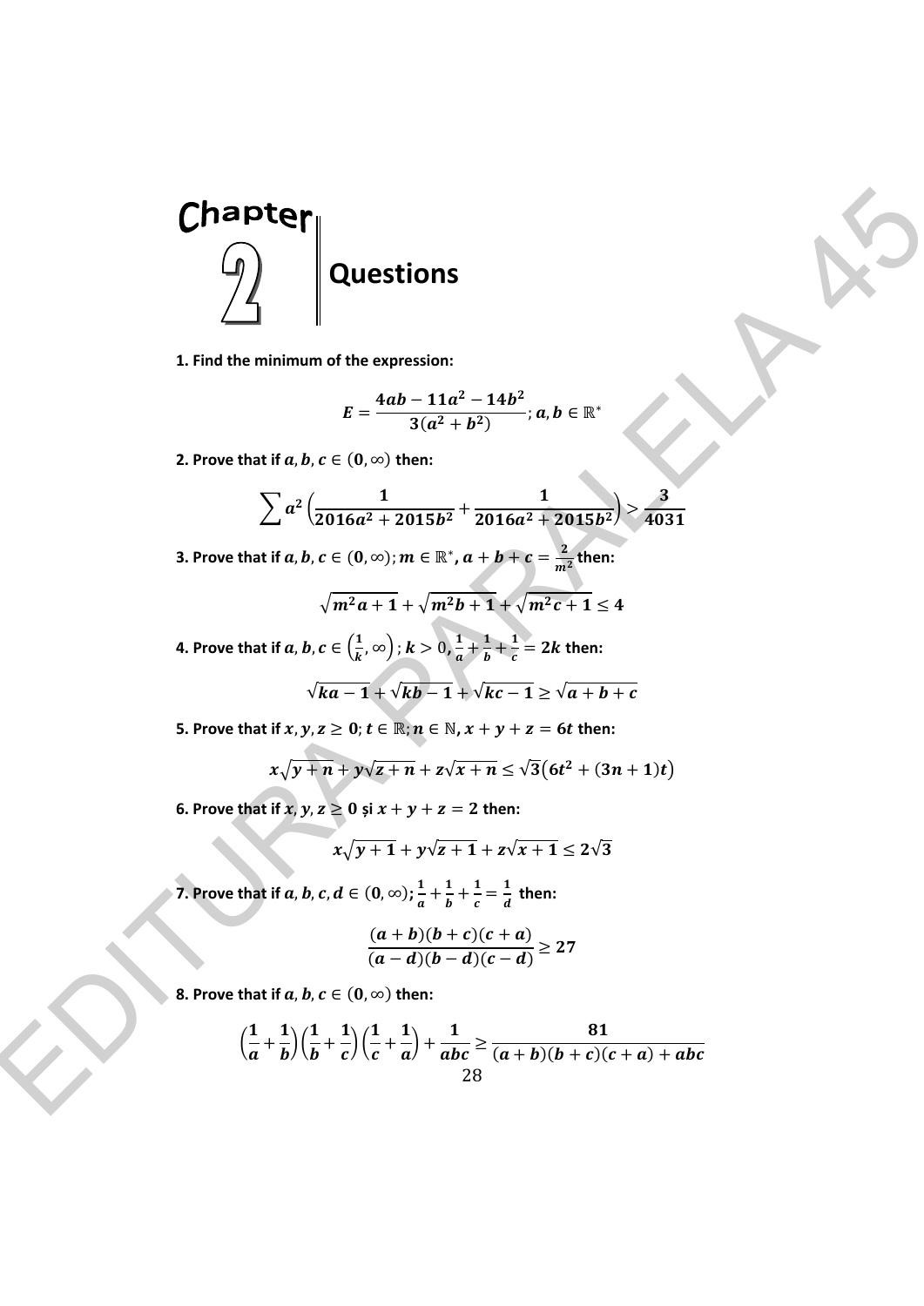# Chapter 2 Questions

**1. Find the minimum of the expression:**

$$E = \frac{4ab - 11a^2 - 14b^2}{3(a^2 + b^2)}; a, b \in \mathbb{R}^*$$

**2. Prove that if $a, b, c \in (0, \infty)$ then:**

$$\sum a^2 \left( \frac{1}{2016a^2 + 2015b^2} + \frac{1}{2016a^2 + 2015b^2} \right) > \frac{3}{4031}$$

**3. Prove that if $a, b, c \in (0, \infty); m \in \mathbb{R}^*, a + b + c = \frac{2}{m^2}$ then:**

$$\sqrt{m^2 a + 1} + \sqrt{m^2 b + 1} + \sqrt{m^2 c + 1} \leq 4$$

**4. Prove that if $a, b, c \in \left(\frac{1}{k}, \infty\right); k > 0, \frac{1}{a} + \frac{1}{b} + \frac{1}{c} = 2k$ then:**

$$\sqrt{ka - 1} + \sqrt{kb - 1} + \sqrt{kc - 1} \geq \sqrt{a + b + c}$$

**5. Prove that if $x, y, z \geq 0$; $t \in \mathbb{R}$; $n \in \mathbb{N}$, $x + y + z = 6t$ then:**

$$x\sqrt{y + n} + y\sqrt{z + n} + z\sqrt{x + n} \leq \sqrt{3}\left(6t^2 + (3n + 1)t\right)$$

**6. Prove that if $x, y, z \geq 0$ și $x + y + z = 2$ then:**

$$x\sqrt{y + 1} + y\sqrt{z + 1} + z\sqrt{x + 1} \leq 2\sqrt{3}$$

**7. Prove that if $a, b, c, d \in (0, \infty)$; $\frac{1}{a} + \frac{1}{b} + \frac{1}{c} = \frac{1}{d}$ then:**

$$\frac{(a + b)(b + c)(c + a)}{(a - d)(b - d)(c - d)} \geq 27$$

**8. Prove that if $a, b, c \in (0, \infty)$ then:**

$$\left(\frac{1}{a} + \frac{1}{b}\right)\left(\frac{1}{b} + \frac{1}{c}\right)\left(\frac{1}{c} + \frac{1}{a}\right) + \frac{1}{abc} \geq \frac{81}{(a + b)(b + c)(c + a) + abc}$$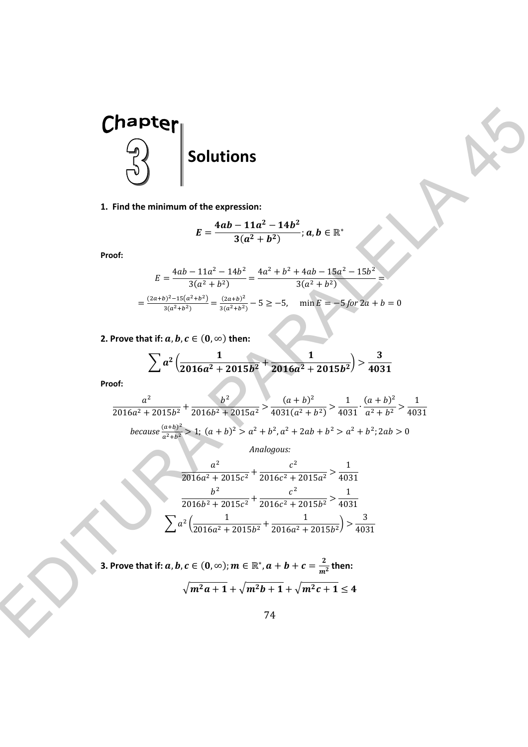# Chapter 3 Solutions

**1. Find the minimum of the expression:**

$$\boldsymbol{E = \frac{4ab - 11a^2 - 14b^2}{3(a^2 + b^2)}; a, b \in \mathbb{R}^*}$$

**Proof:**

$$E = \frac{4ab - 11a^2 - 14b^2}{3(a^2 + b^2)} = \frac{4a^2 + b^2 + 4ab - 15a^2 - 15b^2}{3(a^2 + b^2)} =$$

$$= \frac{(2a+b)^2 - 15(a^2+b^2)}{3(a^2+b^2)} = \frac{(2a+b)^2}{3(a^2+b^2)} - 5 \geq -5, \quad \min E = -5 \text{ for } 2a + b = 0$$

**2. Prove that if: $\boldsymbol{a, b, c \in (0, \infty)}$ then:**

$$\boldsymbol{\sum a^2 \left(\frac{1}{2016a^2 + 2015b^2} + \frac{1}{2016a^2 + 2015b^2}\right) > \frac{3}{4031}}$$

**Proof:**

$$\frac{a^2}{2016a^2 + 2015b^2} + \frac{b^2}{2016b^2 + 2015a^2} > \frac{(a+b)^2}{4031(a^2 + b^2)} > \frac{1}{4031} \cdot \frac{(a+b)^2}{a^2 + b^2} > \frac{1}{4031}$$

$$\textit{because } \frac{(a+b)^2}{a^2+b^2} > 1;\ (a+b)^2 > a^2 + b^2, a^2 + 2ab + b^2 > a^2 + b^2; 2ab > 0$$

*Analogous:*

$$\frac{a^2}{2016a^2 + 2015c^2} + \frac{c^2}{2016c^2 + 2015a^2} > \frac{1}{4031}$$

$$\frac{b^2}{2016b^2 + 2015c^2} + \frac{c^2}{2016c^2 + 2015b^2} > \frac{1}{4031}$$

$$\sum a^2 \left(\frac{1}{2016a^2 + 2015b^2} + \frac{1}{2016a^2 + 2015b^2}\right) > \frac{3}{4031}$$

**3. Prove that if: $\boldsymbol{a, b, c \in (0, \infty); m \in \mathbb{R}^*, a + b + c = \frac{2}{m^2}}$ then:**

$$\boldsymbol{\sqrt{m^2a + 1} + \sqrt{m^2b + 1} + \sqrt{m^2c + 1} \leq 4}$$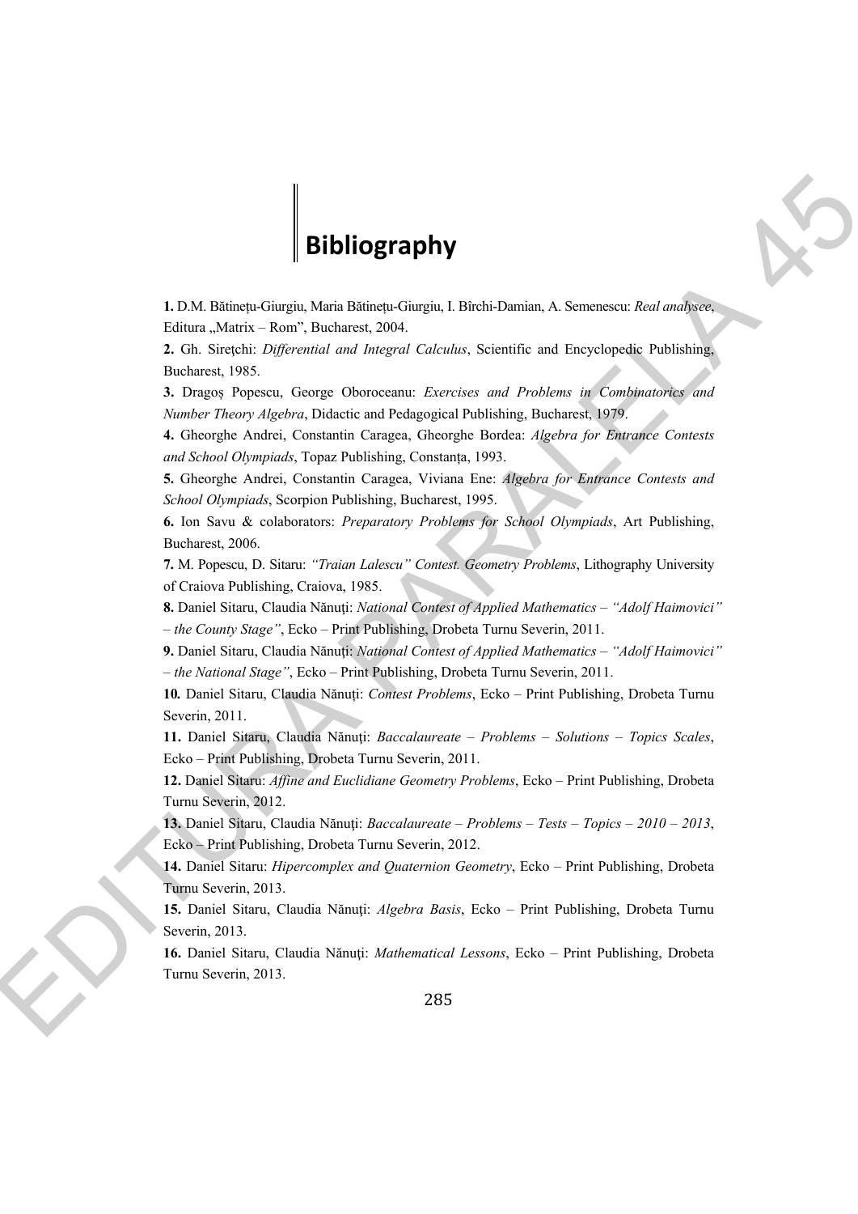# Bibliography

**1.** D.M. Bătinețu-Giurgiu, Maria Bătinețu-Giurgiu, I. Bîrchi-Damian, A. Semenescu: *Real analysee*, Editura „Matrix – Rom", Bucharest, 2004.

**2.** Gh. Sireţchi: *Differential and Integral Calculus*, Scientific and Encyclopedic Publishing, Bucharest, 1985.

**3.** Dragoș Popescu, George Oboroceanu: *Exercises and Problems in Combinatorics and Number Theory Algebra*, Didactic and Pedagogical Publishing, Bucharest, 1979.

**4.** Gheorghe Andrei, Constantin Caragea, Gheorghe Bordea: *Algebra for Entrance Contests and School Olympiads*, Topaz Publishing, Constanța, 1993.

**5.** Gheorghe Andrei, Constantin Caragea, Viviana Ene: *Algebra for Entrance Contests and School Olympiads*, Scorpion Publishing, Bucharest, 1995.

**6.** Ion Savu & colaborators: *Preparatory Problems for School Olympiads*, Art Publishing, Bucharest, 2006.

**7.** M. Popescu, D. Sitaru: *"Traian Lalescu" Contest. Geometry Problems*, Lithography University of Craiova Publishing, Craiova, 1985.

**8.** Daniel Sitaru, Claudia Nănuţi: *National Contest of Applied Mathematics – "Adolf Haimovici" – the County Stage"*, Ecko – Print Publishing, Drobeta Turnu Severin, 2011.

**9.** Daniel Sitaru, Claudia Nănuţi: *National Contest of Applied Mathematics – "Adolf Haimovici" – the National Stage"*, Ecko – Print Publishing, Drobeta Turnu Severin, 2011.

**10.** Daniel Sitaru, Claudia Nănuţi: *Contest Problems*, Ecko – Print Publishing, Drobeta Turnu Severin, 2011.

**11.** Daniel Sitaru, Claudia Nănuţi: *Baccalaureate – Problems – Solutions – Topics Scales*, Ecko – Print Publishing, Drobeta Turnu Severin, 2011.

**12.** Daniel Sitaru: *Affine and Euclidiane Geometry Problems*, Ecko – Print Publishing, Drobeta Turnu Severin, 2012.

**13.** Daniel Sitaru, Claudia Nănuţi: *Baccalaureate – Problems – Tests – Topics – 2010 – 2013*, Ecko – Print Publishing, Drobeta Turnu Severin, 2012.

**14.** Daniel Sitaru: *Hipercomplex and Quaternion Geometry*, Ecko – Print Publishing, Drobeta Turnu Severin, 2013.

**15.** Daniel Sitaru, Claudia Nănuţi: *Algebra Basis*, Ecko – Print Publishing, Drobeta Turnu Severin, 2013.

**16.** Daniel Sitaru, Claudia Nănuţi: *Mathematical Lessons*, Ecko – Print Publishing, Drobeta Turnu Severin, 2013.